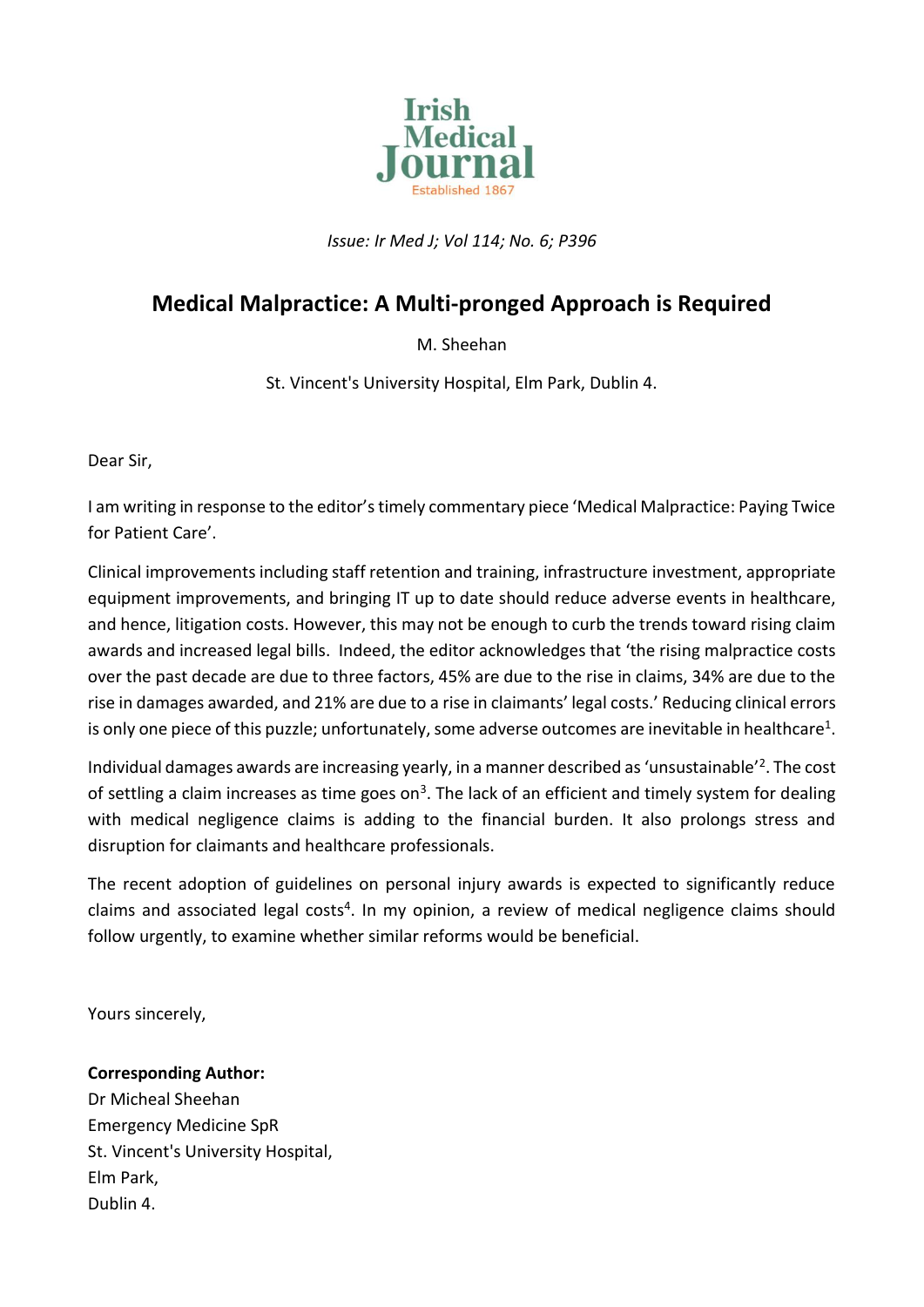Issue: Ir Med J; Vol 114; No. 6; P396

# Medical Malpractice: A Multi-pronged Approach is Required

M. Sheehan

St. Vincent's University Hospital, Elm Park, Dublin 4.

Dear Sir,

I am writing in response to the editor's timely commentary piece 'Medical Malpractice: Paying Twice for Patient Care'.

Clinical improvements including staff retention and training, infrastructure investment, appropriate equipment improvements, and bringing IT up to date should reduce adverse events in healthcare, and hence, litigation costs. However, this may not be enough to curb the trends toward rising claim awards and increased legal bills. Indeed, the editor acknowledges that 'the rising malpractice costs over the past decade are due to three factors, 45% are due to the rise in claims, 34% are due to the rise in damages awarded, and 21% are due to a rise in claimants' legal costs.' Reducing clinical errors is only one piece of this puzzle; unfortunately, some adverse outcomes are inevitable in healthcare[1].

Individual damages awards are increasing yearly, in a manner described as 'unsustainable'[2]. The cost of settling a claim increases as time goes on[3]. The lack of an efficient and timely system for dealing with medical negligence claims is adding to the financial burden. It also prolongs stress and disruption for claimants and healthcare professionals.

The recent adoption of guidelines on personal injury awards is expected to significantly reduce claims and associated legal costs[4]. In my opinion, a review of medical negligence claims should follow urgently, to examine whether similar reforms would be beneficial.

Yours sincerely,

**Corresponding Author:**
Dr Micheal Sheehan
Emergency Medicine SpR
St. Vincent's University Hospital,
Elm Park,
Dublin 4.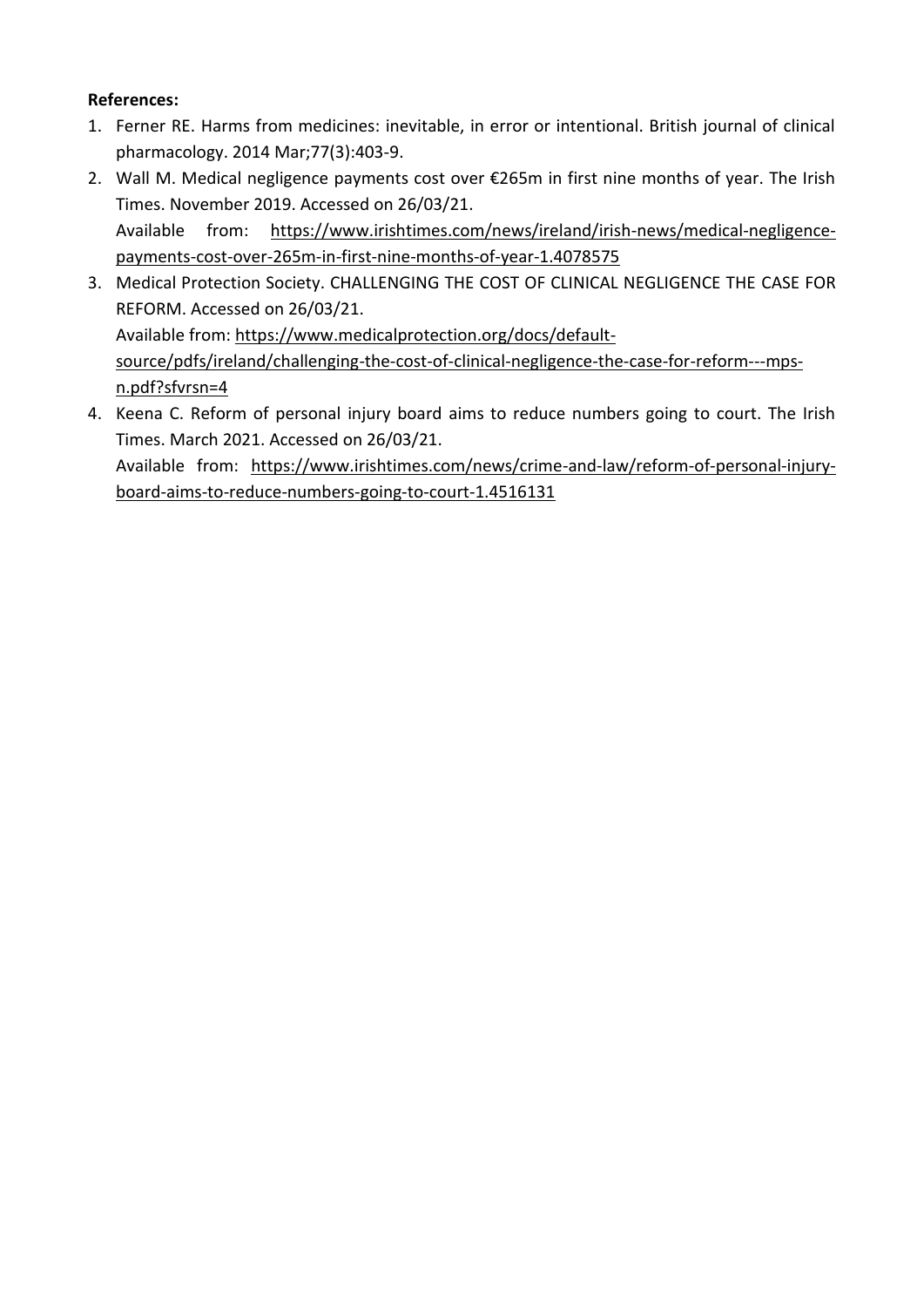**References:**

1. Ferner RE. Harms from medicines: inevitable, in error or intentional. British journal of clinical pharmacology. 2014 Mar;77(3):403-9.
2. Wall M. Medical negligence payments cost over €265m in first nine months of year. The Irish Times. November 2019. Accessed on 26/03/21.
   Available from: https://www.irishtimes.com/news/ireland/irish-news/medical-negligence-payments-cost-over-265m-in-first-nine-months-of-year-1.4078575
3. Medical Protection Society. CHALLENGING THE COST OF CLINICAL NEGLIGENCE THE CASE FOR REFORM. Accessed on 26/03/21.
   Available from: https://www.medicalprotection.org/docs/default-source/pdfs/ireland/challenging-the-cost-of-clinical-negligence-the-case-for-reform---mps-n.pdf?sfvrsn=4
4. Keena C. Reform of personal injury board aims to reduce numbers going to court. The Irish Times. March 2021. Accessed on 26/03/21.
   Available from: https://www.irishtimes.com/news/crime-and-law/reform-of-personal-injury-board-aims-to-reduce-numbers-going-to-court-1.4516131